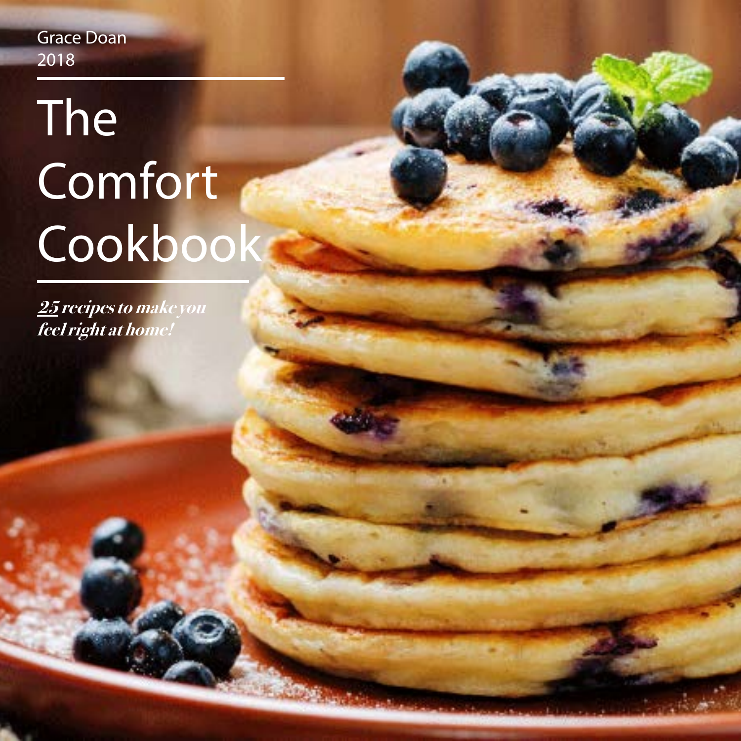Grace Doan
2018

# The Comfort Cookbook

***25 recipes to make you feel right at home!***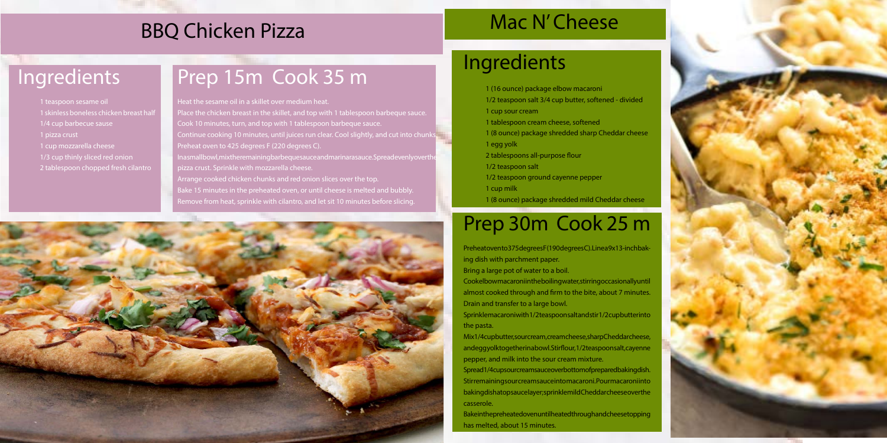## BBQ Chicken Pizza

### Ingredients

- 1 teaspoon sesame oil
- 1 skinless boneless chicken breast half
- 1/4 cup barbecue sause
- 1 pizza crust
- 1 cup mozzarella cheese
- 1/3 cup thinly sliced red onion
- 2 tablespoon chopped fresh cilantro

### Prep 15m Cook 35 m

Heat the sesame oil in a skillet over medium heat.

Place the chicken breast in the skillet, and top with 1 tablespoon barbeque sauce. Cook 10 minutes, turn, and top with 1 tablespoon barbeque sauce.

Continue cooking 10 minutes, until juices run clear. Cool slightly, and cut into chunks.

Preheat oven to 425 degrees F (220 degrees C).

In a small bowl, mix the remaining barbeque sauce and marinara sauce. Spread evenly over the pizza crust. Sprinkle with mozzarella cheese.

Arrange cooked chicken chunks and red onion slices over the top.

Bake 15 minutes in the preheated oven, or until cheese is melted and bubbly.

Remove from heat, sprinkle with cilantro, and let sit 10 minutes before slicing.

## Mac N' Cheese

### Ingredients

- 1 (16 ounce) package elbow macaroni
- 1/2 teaspoon salt 3/4 cup butter, softened - divided
- 1 cup sour cream
- 1 tablespoon cream cheese, softened
- 1 (8 ounce) package shredded sharp Cheddar cheese
- 1 egg yolk
- 2 tablespoons all-purpose flour
- 1/2 teaspoon salt
- 1/2 teaspoon ground cayenne pepper
- 1 cup milk
- 1 (8 ounce) package shredded mild Cheddar cheese

### Prep 30m Cook 25 m

Preheat oven to 375 degrees F (190 degrees C). Line a 9x13-inch baking dish with parchment paper.

Bring a large pot of water to a boil.

Cook elbow macaroni in the boiling water, stirring occasionally until almost cooked through and firm to the bite, about 7 minutes. Drain and transfer to a large bowl.

Sprinkle macaroni with 1/2 teaspoon salt and stir 1/2 cup butter into the pasta.

Mix 1/4 cup butter, sour cream, cream cheese, sharp Cheddar cheese, and egg yolk together in a bowl. Stir flour, 1/2 teaspoon salt, cayenne pepper, and milk into the sour cream mixture.

Spread 1/4 cup sour cream sauce over bottom of prepared baking dish. Stir remaining sour cream sauce into macaroni. Pour macaroni into baking dish atop sauce layer; sprinkle mild Cheddar cheese over the casserole.

Bake in the preheated oven until heated through and cheese topping has melted, about 15 minutes.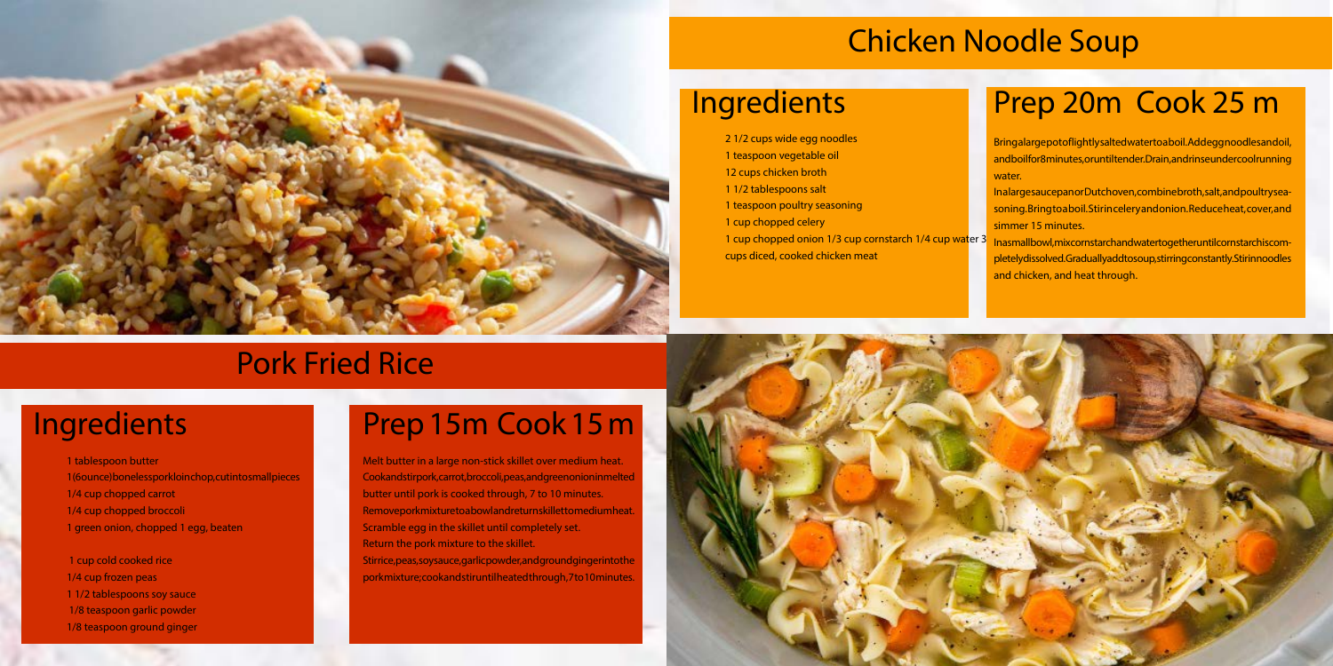# Chicken Noodle Soup

## Ingredients

- 2 1/2 cups wide egg noodles
- 1 teaspoon vegetable oil
- 12 cups chicken broth
- 1 1/2 tablespoons salt
- 1 teaspoon poultry seasoning
- 1 cup chopped celery
- 1 cup chopped onion 1/3 cup cornstarch 1/4 cup water 3 cups diced, cooked chicken meat

## Prep 20m Cook 25 m

Bringalargepotoflightlysaltedwatertoaboil.Addeggnoodlesandoil, andboilfor8minutes,oruntiltender.Drain,andrinseundercoolrunning water.

InalargesaucepanorDutchoven,combinebroth,salt,andpoultryseasoning.Bringtoaboil.Stirinceleryandonion.Reduceheat,cover,and simmer 15 minutes.

Inasmallbowl,mixcornstarchandwatertogetheruntilcornstarchiscompletelydissolved.Graduallyaddtosoup,stirringconstantly.Stirinnoodles and chicken, and heat through.

# Pork Fried Rice

## Ingredients

- 1 tablespoon butter
- 1(6ounce)bonelessporkloinchop,cutintosmallpieces
- 1/4 cup chopped carrot
- 1/4 cup chopped broccoli
- 1 green onion, chopped 1 egg, beaten

- 1 cup cold cooked rice
- 1/4 cup frozen peas
- 1 1/2 tablespoons soy sauce
- 1/8 teaspoon garlic powder
- 1/8 teaspoon ground ginger

## Prep 15m Cook 15 m

Melt butter in a large non-stick skillet over medium heat. Cookandstirpork,carrot,broccoli,peas,andgreenonioninmelted butter until pork is cooked through, 7 to 10 minutes. Removeporkmixturetoabowlandreturnskillettomediumheat. Scramble egg in the skillet until completely set.

Return the pork mixture to the skillet.

Stirrice,peas,soysauce,garlicpowder,andgroundgingerintothe porkmixture;cookandstiruntilheatedthrough,7to10minutes.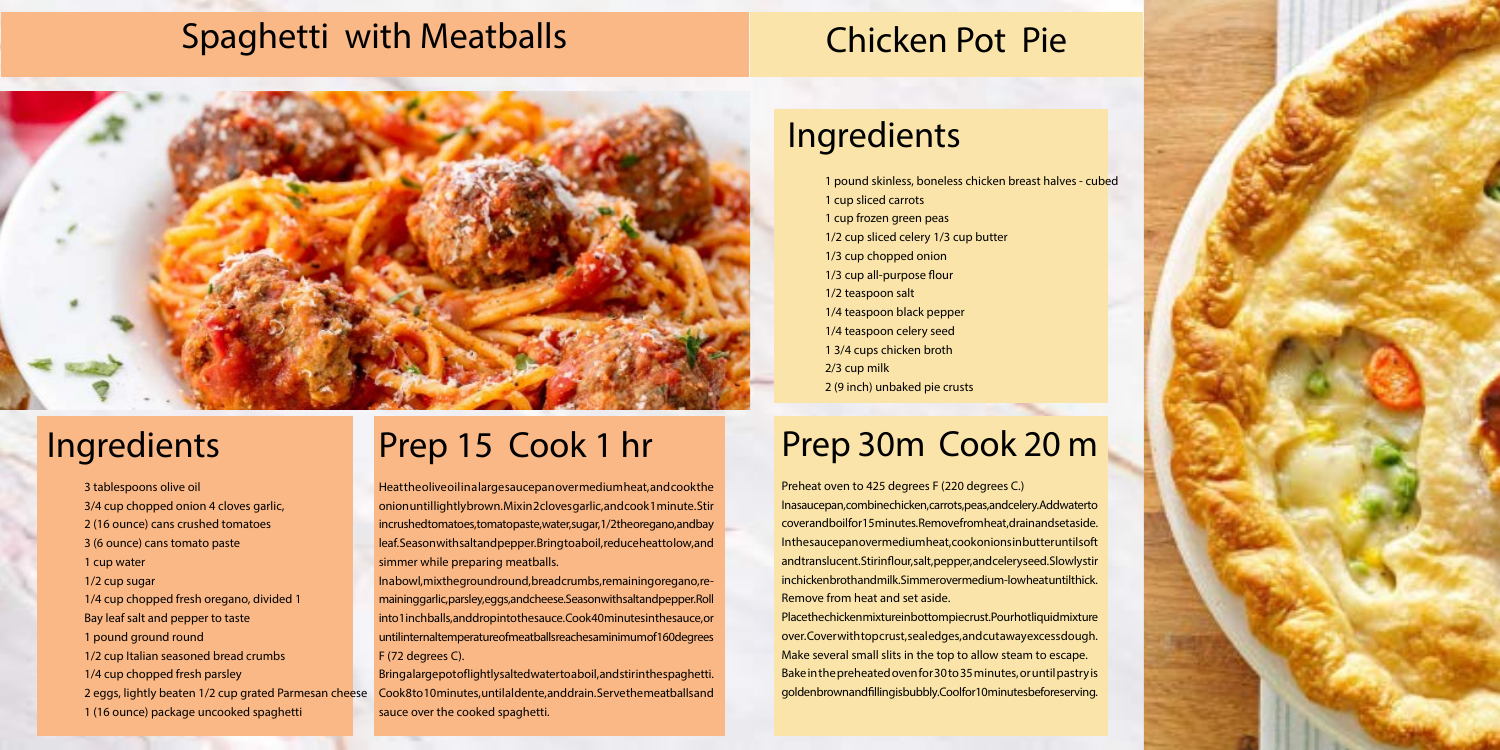# Spaghetti with Meatballs

## Ingredients

- 3 tablespoons olive oil
- 3/4 cup chopped onion 4 cloves garlic,
- 2 (16 ounce) cans crushed tomatoes
- 3 (6 ounce) cans tomato paste
- 1 cup water
- 1/2 cup sugar
- 1/4 cup chopped fresh oregano, divided 1
- Bay leaf salt and pepper to taste
- 1 pound ground round
- 1/2 cup Italian seasoned bread crumbs
- 1/4 cup chopped fresh parsley
- 2 eggs, lightly beaten 1/2 cup grated Parmesan cheese
- 1 (16 ounce) package uncooked spaghetti

## Prep 15 Cook 1 hr

Heat the olive oil in a large saucepan over medium heat, and cook the onion until lightly brown. Mix in 2 cloves garlic, and cook 1 minute. Stir in crushed tomatoes, tomato paste, water, sugar, 1/2 the oregano, and bay leaf. Season with salt and pepper. Bring to a boil, reduce heat to low, and simmer while preparing meatballs.

In a bowl, mix the ground round, bread crumbs, remaining oregano, remaining garlic, parsley, eggs, and cheese. Season with salt and pepper. Roll into 1 inch balls, and drop into the sauce. Cook 40 minutes in the sauce, or until internal temperature of meatballs reaches a minimum of 160 degrees F (72 degrees C).

Bring a large pot of lightly salted water to a boil, and stir in the spaghetti. Cook 8 to 10 minutes, until al dente, and drain. Serve the meatballs and sauce over the cooked spaghetti.

# Chicken Pot Pie

## Ingredients

- 1 pound skinless, boneless chicken breast halves - cubed
- 1 cup sliced carrots
- 1 cup frozen green peas
- 1/2 cup sliced celery 1/3 cup butter
- 1/3 cup chopped onion
- 1/3 cup all-purpose flour
- 1/2 teaspoon salt
- 1/4 teaspoon black pepper
- 1/4 teaspoon celery seed
- 1 3/4 cups chicken broth
- 2/3 cup milk
- 2 (9 inch) unbaked pie crusts

## Prep 30m Cook 20 m

Preheat oven to 425 degrees F (220 degrees C.)

In a saucepan, combine chicken, carrots, peas, and celery. Add water to cover and boil for 15 minutes. Remove from heat, drain and set aside. In the saucepan over medium heat, cook onions in butter until soft and translucent. Stir in flour, salt, pepper, and celery seed. Slowly stir in chicken broth and milk. Simmer over medium-low heat until thick. Remove from heat and set aside.

Place the chicken mixture in bottom pie crust. Pour hot liquid mixture over. Cover with top crust, seal edges, and cut away excess dough. Make several small slits in the top to allow steam to escape. Bake in the preheated oven for 30 to 35 minutes, or until pastry is golden brown and filling is bubbly. Cool for 10 minutes before serving.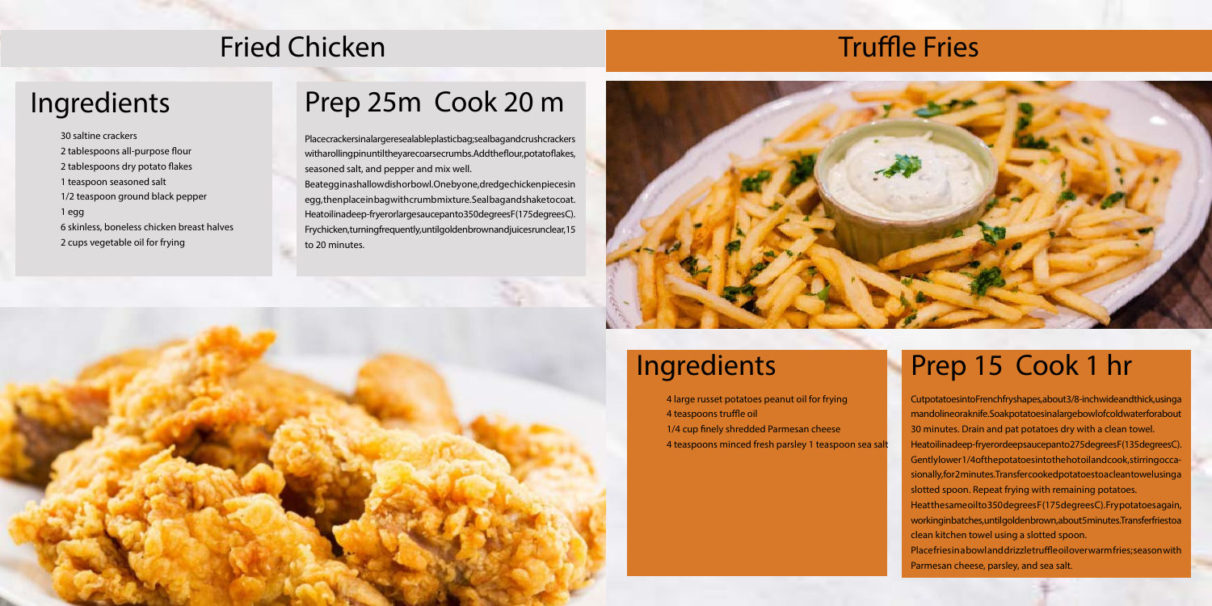# Fried Chicken

## Ingredients

- 30 saltine crackers
- 2 tablespoons all-purpose flour
- 2 tablespoons dry potato flakes
- 1 teaspoon seasoned salt
- 1/2 teaspoon ground black pepper
- 1 egg
- 6 skinless, boneless chicken breast halves
- 2 cups vegetable oil for frying

## Prep 25m Cook 20 m

Place crackers in a large resealable plastic bag; seal bag and crush crackers with a rolling pin until they are coarse crumbs. Add the flour, potato flakes, seasoned salt, and pepper and mix well.

Beat egg in a shallow dish or bowl. One by one, dredge chicken pieces in egg, then place in bag with crumb mixture. Seal bag and shake to coat.

Heat oil in a deep-fryer or large saucepan to 350 degrees F (175 degrees C). Fry chicken, turning frequently, until golden brown and juices run clear, 15 to 20 minutes.

# Truffle Fries

## Ingredients

- 4 large russet potatoes peanut oil for frying
- 4 teaspoons truffle oil
- 1/4 cup finely shredded Parmesan cheese
- 4 teaspoons minced fresh parsley 1 teaspoon sea salt

## Prep 15 Cook 1 hr

Cut potatoes into French fry shapes, about 3/8-inch wide and thick, using a mandoline or a knife. Soak potatoes in a large bowl of cold water for about 30 minutes. Drain and pat potatoes dry with a clean towel.

Heat oil in a deep-fryer or deep saucepan to 275 degrees F (135 degrees C). Gently lower 1/4 of the potatoes into the hot oil and cook, stirring occasionally, for 2 minutes. Transfer cooked potatoes to a clean towel using a slotted spoon. Repeat frying with remaining potatoes.

Heat the same oil to 350 degrees F (175 degrees C). Fry potatoes again, working in batches, until golden brown, about 5 minutes. Transfer fries to a clean kitchen towel using a slotted spoon.

Place fries in a bowl and drizzle truffle oil over warm fries; season with Parmesan cheese, parsley, and sea salt.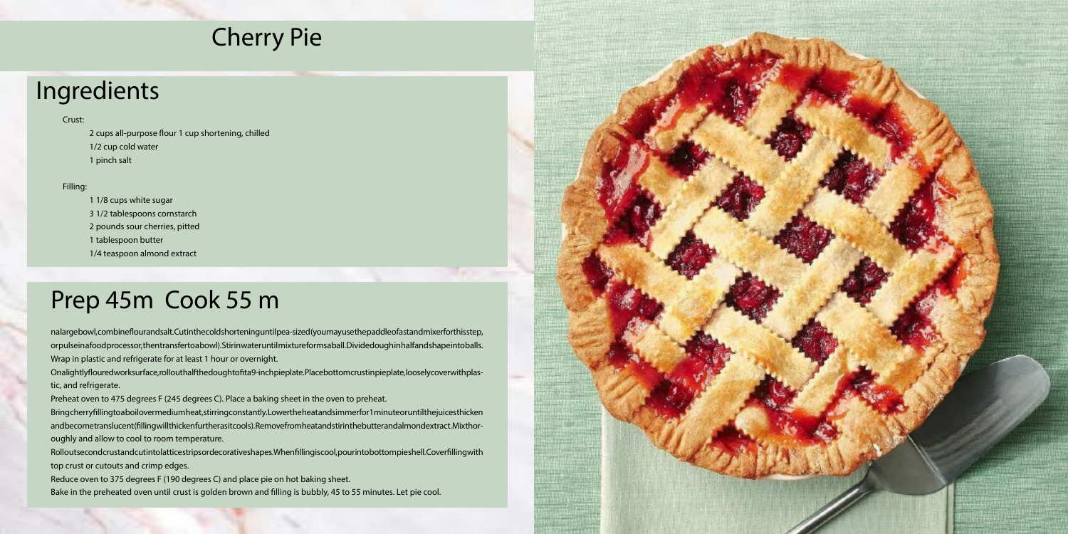# Cherry Pie

## Ingredients

Crust:

- 2 cups all-purpose flour 1 cup shortening, chilled
- 1/2 cup cold water
- 1 pinch salt

Filling:

- 1 1/8 cups white sugar
- 3 1/2 tablespoons cornstarch
- 2 pounds sour cherries, pitted
- 1 tablespoon butter
- 1/4 teaspoon almond extract

## Prep 45m Cook 55 m

nalargebowl,combineflourandsalt.Cutinthecoldshorteninguntilpea-sized(youmayusethepaddleofastandmixerforthisstep, orpulseinafoodprocessor,thentransfertoabowl).Stirinwateruntilmixtureformsaball.Dividedoughinhalfandshapeintoballs. Wrap in plastic and refrigerate for at least 1 hour or overnight.

Onalightlyflouredworksurface,rollouthalfthedoughtofita9-inchpieplate.Placebottomcrustinpieplate,looselycoverwithplas-tic, and refrigerate.

Preheat oven to 475 degrees F (245 degrees C). Place a baking sheet in the oven to preheat.

Bringcherryfillingtoaboilovermediumheat,stirringconstantly.Lowertheheatandsimmerfor1minuteoruntilthejuicesthicken andbecometranslucent(fillingwillthickenfurtherasitcools).Removefromheatandstirinthebutterandalmondextract.Mixthor-oughly and allow to cool to room temperature.

Rolloutsecondcrustandcutintolatticestripsordecorativeshapes.Whenfillingiscool,pourintobottompieshell.Coverfillingwith top crust or cutouts and crimp edges.

Reduce oven to 375 degrees F (190 degrees C) and place pie on hot baking sheet.

Bake in the preheated oven until crust is golden brown and filling is bubbly, 45 to 55 minutes. Let pie cool.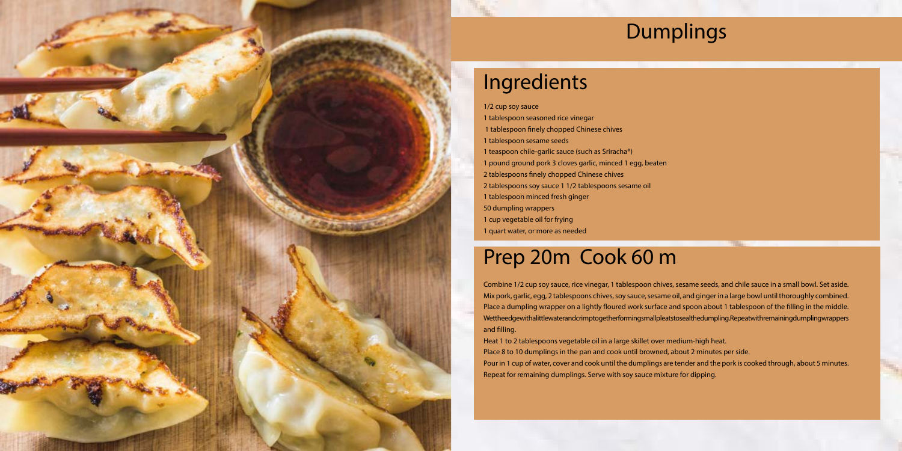# Dumplings

## Ingredients

1/2 cup soy sauce
1 tablespoon seasoned rice vinegar
1 tablespoon finely chopped Chinese chives
1 tablespoon sesame seeds
1 teaspoon chile-garlic sauce (such as Sriracha®)
1 pound ground pork 3 cloves garlic, minced 1 egg, beaten
2 tablespoons finely chopped Chinese chives
2 tablespoons soy sauce 1 1/2 tablespoons sesame oil
1 tablespoon minced fresh ginger
50 dumpling wrappers
1 cup vegetable oil for frying
1 quart water, or more as needed

## Prep 20m Cook 60 m

Combine 1/2 cup soy sauce, rice vinegar, 1 tablespoon chives, sesame seeds, and chile sauce in a small bowl. Set aside.
Mix pork, garlic, egg, 2 tablespoons chives, soy sauce, sesame oil, and ginger in a large bowl until thoroughly combined.
Place a dumpling wrapper on a lightly floured work surface and spoon about 1 tablespoon of the filling in the middle. Wet the edge with a little water and crimp together forming small pleats to seal the dumpling. Repeat with remaining dumpling wrappers and filling.

Heat 1 to 2 tablespoons vegetable oil in a large skillet over medium-high heat.
Place 8 to 10 dumplings in the pan and cook until browned, about 2 minutes per side.
Pour in 1 cup of water, cover and cook until the dumplings are tender and the pork is cooked through, about 5 minutes.
Repeat for remaining dumplings. Serve with soy sauce mixture for dipping.